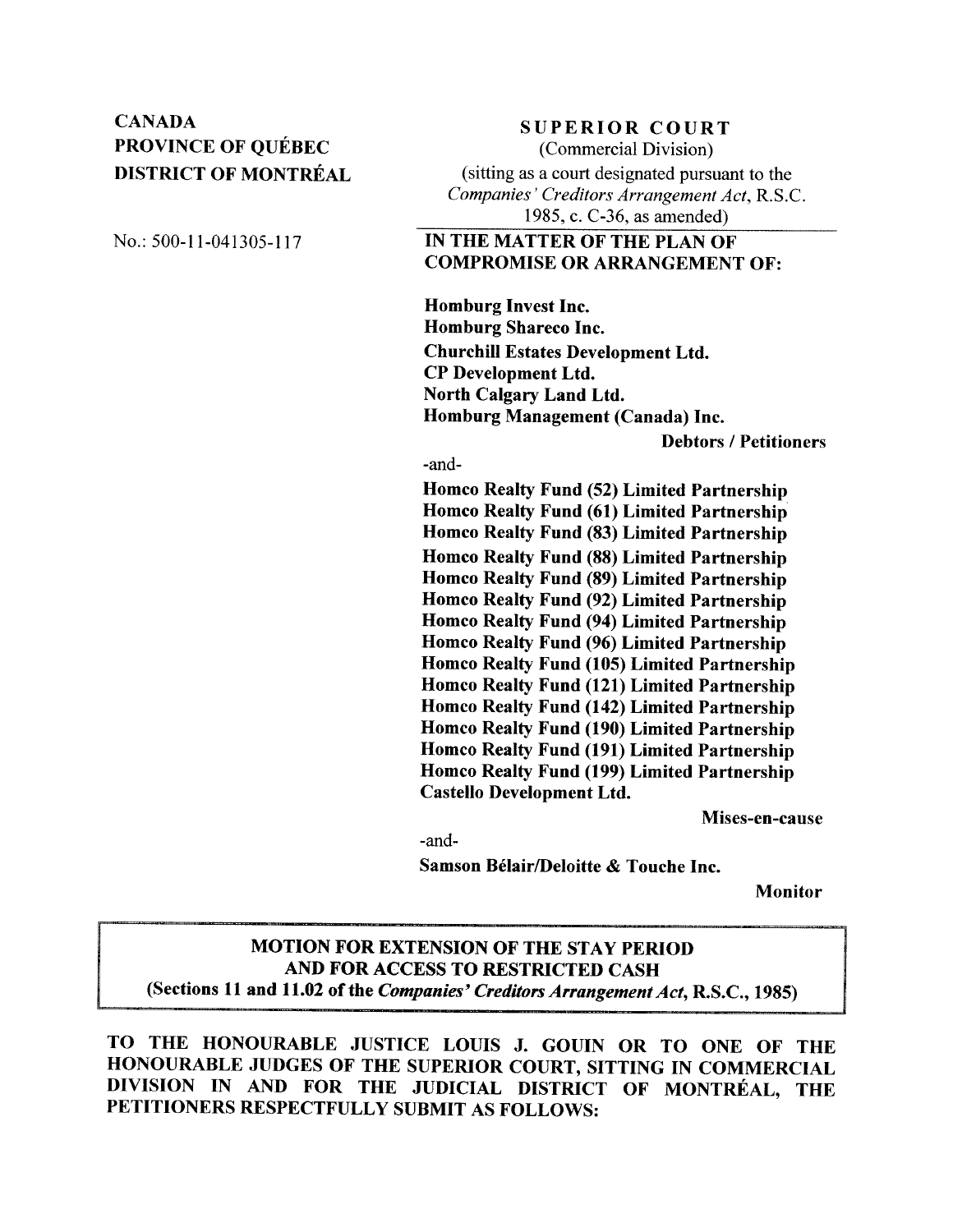**CANADA**
**PROVINCE OF QUÉBEC**
**DISTRICT OF MONTRÉAL**

No.: 500-11-041305-117

**SUPERIOR COURT**
(Commercial Division)
(sitting as a court designated pursuant to the *Companies' Creditors Arrangement Act*, R.S.C. 1985, c. C-36, as amended)

**IN THE MATTER OF THE PLAN OF COMPROMISE OR ARRANGEMENT OF:**

**Homburg Invest Inc.**
**Homburg Shareco Inc.**
**Churchill Estates Development Ltd.**
**CP Development Ltd.**
**North Calgary Land Ltd.**
**Homburg Management (Canada) Inc.**

**Debtors / Petitioners**

-and-

**Homco Realty Fund (52) Limited Partnership**
**Homco Realty Fund (61) Limited Partnership**
**Homco Realty Fund (83) Limited Partnership**
**Homco Realty Fund (88) Limited Partnership**
**Homco Realty Fund (89) Limited Partnership**
**Homco Realty Fund (92) Limited Partnership**
**Homco Realty Fund (94) Limited Partnership**
**Homco Realty Fund (96) Limited Partnership**
**Homco Realty Fund (105) Limited Partnership**
**Homco Realty Fund (121) Limited Partnership**
**Homco Realty Fund (142) Limited Partnership**
**Homco Realty Fund (190) Limited Partnership**
**Homco Realty Fund (191) Limited Partnership**
**Homco Realty Fund (199) Limited Partnership**
**Castello Development Ltd.**

**Mises-en-cause**

-and-

**Samson Bélair/Deloitte & Touche Inc.**

**Monitor**

## MOTION FOR EXTENSION OF THE STAY PERIOD AND FOR ACCESS TO RESTRICTED CASH
**(Sections 11 and 11.02 of the *Companies' Creditors Arrangement Act*, R.S.C., 1985)**

**TO THE HONOURABLE JUSTICE LOUIS J. GOUIN OR TO ONE OF THE HONOURABLE JUDGES OF THE SUPERIOR COURT, SITTING IN COMMERCIAL DIVISION IN AND FOR THE JUDICIAL DISTRICT OF MONTRÉAL, THE PETITIONERS RESPECTFULLY SUBMIT AS FOLLOWS:**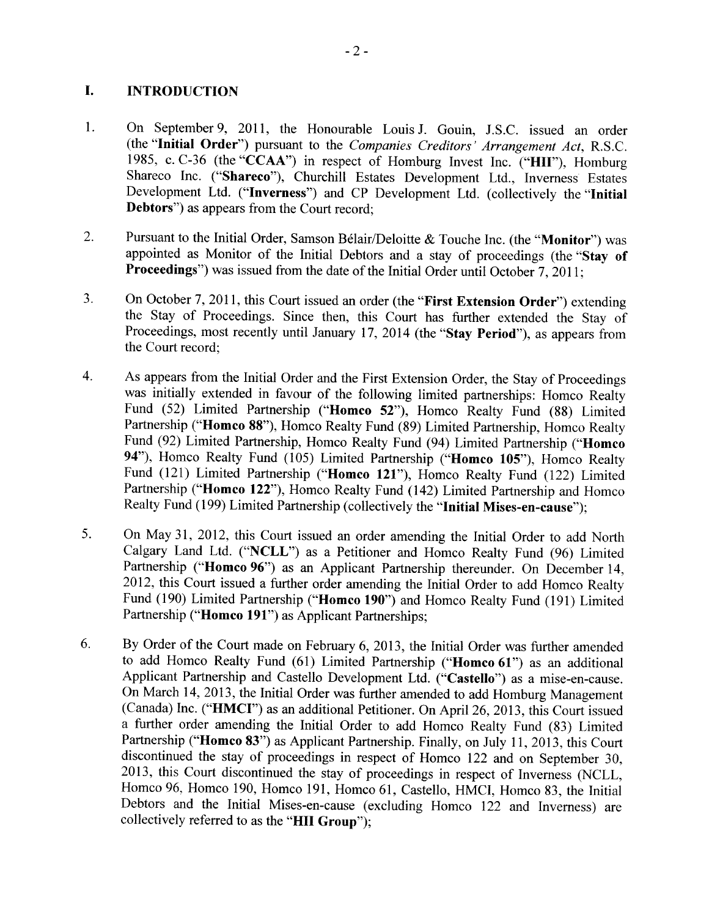## I. INTRODUCTION

1. On September 9, 2011, the Honourable Louis J. Gouin, J.S.C. issued an order (the "**Initial Order**") pursuant to the *Companies Creditors' Arrangement Act*, R.S.C. 1985, c. C-36 (the "**CCAA**") in respect of Homburg Invest Inc. ("**HII**"), Homburg Shareco Inc. ("**Shareco**"), Churchill Estates Development Ltd., Inverness Estates Development Ltd. ("**Inverness**") and CP Development Ltd. (collectively the "**Initial Debtors**") as appears from the Court record;

2. Pursuant to the Initial Order, Samson Bélair/Deloitte & Touche Inc. (the "**Monitor**") was appointed as Monitor of the Initial Debtors and a stay of proceedings (the "**Stay of Proceedings**") was issued from the date of the Initial Order until October 7, 2011;

3. On October 7, 2011, this Court issued an order (the "**First Extension Order**") extending the Stay of Proceedings. Since then, this Court has further extended the Stay of Proceedings, most recently until January 17, 2014 (the "**Stay Period**"), as appears from the Court record;

4. As appears from the Initial Order and the First Extension Order, the Stay of Proceedings was initially extended in favour of the following limited partnerships: Homco Realty Fund (52) Limited Partnership ("**Homco 52**"), Homco Realty Fund (88) Limited Partnership ("**Homco 88**"), Homco Realty Fund (89) Limited Partnership, Homco Realty Fund (92) Limited Partnership, Homco Realty Fund (94) Limited Partnership ("**Homco 94**"), Homco Realty Fund (105) Limited Partnership ("**Homco 105**"), Homco Realty Fund (121) Limited Partnership ("**Homco 121**"), Homco Realty Fund (122) Limited Partnership ("**Homco 122**"), Homco Realty Fund (142) Limited Partnership and Homco Realty Fund (199) Limited Partnership (collectively the "**Initial Mises-en-cause**");

5. On May 31, 2012, this Court issued an order amending the Initial Order to add North Calgary Land Ltd. ("**NCLL**") as a Petitioner and Homco Realty Fund (96) Limited Partnership ("**Homco 96**") as an Applicant Partnership thereunder. On December 14, 2012, this Court issued a further order amending the Initial Order to add Homco Realty Fund (190) Limited Partnership ("**Homco 190**") and Homco Realty Fund (191) Limited Partnership ("**Homco 191**") as Applicant Partnerships;

6. By Order of the Court made on February 6, 2013, the Initial Order was further amended to add Homco Realty Fund (61) Limited Partnership ("**Homco 61**") as an additional Applicant Partnership and Castello Development Ltd. ("**Castello**") as a mise-en-cause. On March 14, 2013, the Initial Order was further amended to add Homburg Management (Canada) Inc. ("**HMCI**") as an additional Petitioner. On April 26, 2013, this Court issued a further order amending the Initial Order to add Homco Realty Fund (83) Limited Partnership ("**Homco 83**") as Applicant Partnership. Finally, on July 11, 2013, this Court discontinued the stay of proceedings in respect of Homco 122 and on September 30, 2013, this Court discontinued the stay of proceedings in respect of Inverness (NCLL, Homco 96, Homco 190, Homco 191, Homco 61, Castello, HMCI, Homco 83, the Initial Debtors and the Initial Mises-en-cause (excluding Homco 122 and Inverness) are collectively referred to as the "**HII Group**");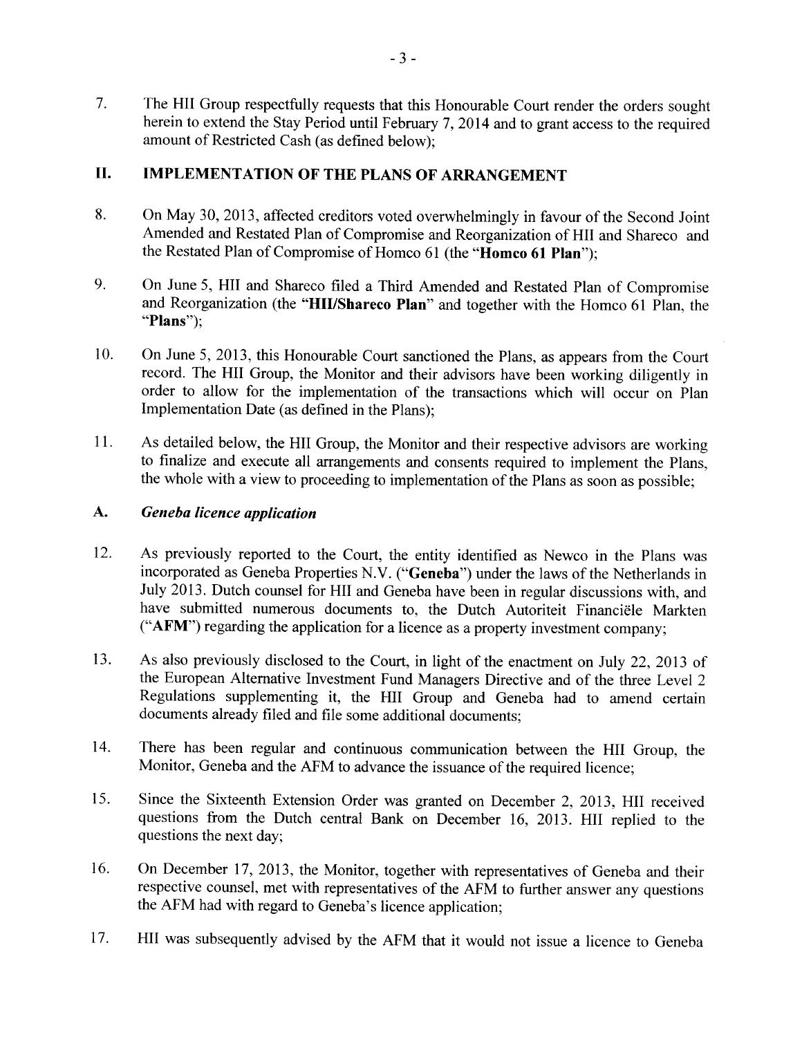7. The HII Group respectfully requests that this Honourable Court render the orders sought herein to extend the Stay Period until February 7, 2014 and to grant access to the required amount of Restricted Cash (as defined below);

## II. IMPLEMENTATION OF THE PLANS OF ARRANGEMENT

8. On May 30, 2013, affected creditors voted overwhelmingly in favour of the Second Joint Amended and Restated Plan of Compromise and Reorganization of HII and Shareco and the Restated Plan of Compromise of Homco 61 (the "**Homco 61 Plan**");

9. On June 5, HII and Shareco filed a Third Amended and Restated Plan of Compromise and Reorganization (the "**HII/Shareco Plan**" and together with the Homco 61 Plan, the "**Plans**");

10. On June 5, 2013, this Honourable Court sanctioned the Plans, as appears from the Court record. The HII Group, the Monitor and their advisors have been working diligently in order to allow for the implementation of the transactions which will occur on Plan Implementation Date (as defined in the Plans);

11. As detailed below, the HII Group, the Monitor and their respective advisors are working to finalize and execute all arrangements and consents required to implement the Plans, the whole with a view to proceeding to implementation of the Plans as soon as possible;

### A. *Geneba licence application*

12. As previously reported to the Court, the entity identified as Newco in the Plans was incorporated as Geneba Properties N.V. ("**Geneba**") under the laws of the Netherlands in July 2013. Dutch counsel for HII and Geneba have been in regular discussions with, and have submitted numerous documents to, the Dutch Autoriteit Financiële Markten ("**AFM**") regarding the application for a licence as a property investment company;

13. As also previously disclosed to the Court, in light of the enactment on July 22, 2013 of the European Alternative Investment Fund Managers Directive and of the three Level 2 Regulations supplementing it, the HII Group and Geneba had to amend certain documents already filed and file some additional documents;

14. There has been regular and continuous communication between the HII Group, the Monitor, Geneba and the AFM to advance the issuance of the required licence;

15. Since the Sixteenth Extension Order was granted on December 2, 2013, HII received questions from the Dutch central Bank on December 16, 2013. HII replied to the questions the next day;

16. On December 17, 2013, the Monitor, together with representatives of Geneba and their respective counsel, met with representatives of the AFM to further answer any questions the AFM had with regard to Geneba's licence application;

17. HII was subsequently advised by the AFM that it would not issue a licence to Geneba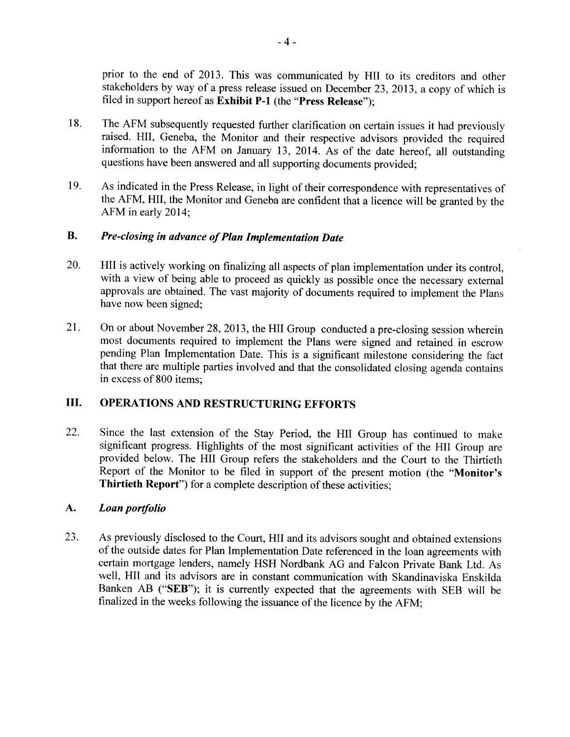prior to the end of 2013. This was communicated by HII to its creditors and other stakeholders by way of a press release issued on December 23, 2013, a copy of which is filed in support hereof as **Exhibit P-1** (the "**Press Release**");

18. The AFM subsequently requested further clarification on certain issues it had previously raised. HII, Geneba, the Monitor and their respective advisors provided the required information to the AFM on January 13, 2014. As of the date hereof, all outstanding questions have been answered and all supporting documents provided;

19. As indicated in the Press Release, in light of their correspondence with representatives of the AFM, HII, the Monitor and Geneba are confident that a licence will be granted by the AFM in early 2014;

### B. *Pre-closing in advance of Plan Implementation Date*

20. HII is actively working on finalizing all aspects of plan implementation under its control, with a view of being able to proceed as quickly as possible once the necessary external approvals are obtained. The vast majority of documents required to implement the Plans have now been signed;

21. On or about November 28, 2013, the HII Group conducted a pre-closing session wherein most documents required to implement the Plans were signed and retained in escrow pending Plan Implementation Date. This is a significant milestone considering the fact that there are multiple parties involved and that the consolidated closing agenda contains in excess of 800 items;

## III. OPERATIONS AND RESTRUCTURING EFFORTS

22. Since the last extension of the Stay Period, the HII Group has continued to make significant progress. Highlights of the most significant activities of the HII Group are provided below. The HII Group refers the stakeholders and the Court to the Thirtieth Report of the Monitor to be filed in support of the present motion (the "**Monitor's Thirtieth Report**") for a complete description of these activities;

### A. *Loan portfolio*

23. As previously disclosed to the Court, HII and its advisors sought and obtained extensions of the outside dates for Plan Implementation Date referenced in the loan agreements with certain mortgage lenders, namely HSH Nordbank AG and Falcon Private Bank Ltd. As well, HII and its advisors are in constant communication with Skandinaviska Enskilda Banken AB ("**SEB**"); it is currently expected that the agreements with SEB will be finalized in the weeks following the issuance of the licence by the AFM;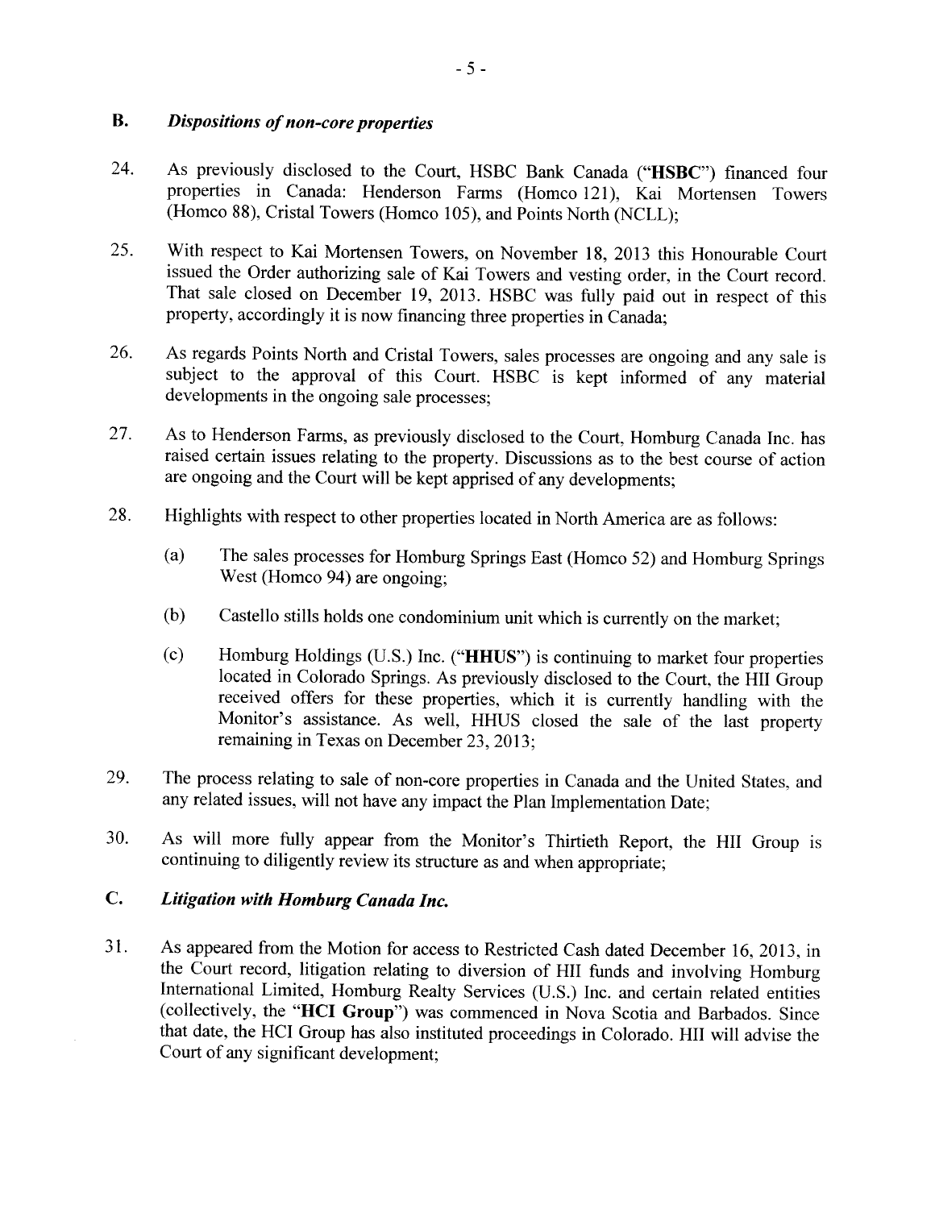## B. *Dispositions of non-core properties*

24. As previously disclosed to the Court, HSBC Bank Canada ("**HSBC**") financed four properties in Canada: Henderson Farms (Homco 121), Kai Mortensen Towers (Homco 88), Cristal Towers (Homco 105), and Points North (NCLL);

25. With respect to Kai Mortensen Towers, on November 18, 2013 this Honourable Court issued the Order authorizing sale of Kai Towers and vesting order, in the Court record. That sale closed on December 19, 2013. HSBC was fully paid out in respect of this property, accordingly it is now financing three properties in Canada;

26. As regards Points North and Cristal Towers, sales processes are ongoing and any sale is subject to the approval of this Court. HSBC is kept informed of any material developments in the ongoing sale processes;

27. As to Henderson Farms, as previously disclosed to the Court, Homburg Canada Inc. has raised certain issues relating to the property. Discussions as to the best course of action are ongoing and the Court will be kept apprised of any developments;

28. Highlights with respect to other properties located in North America are as follows:

    (a) The sales processes for Homburg Springs East (Homco 52) and Homburg Springs West (Homco 94) are ongoing;

    (b) Castello stills holds one condominium unit which is currently on the market;

    (c) Homburg Holdings (U.S.) Inc. ("**HHUS**") is continuing to market four properties located in Colorado Springs. As previously disclosed to the Court, the HII Group received offers for these properties, which it is currently handling with the Monitor's assistance. As well, HHUS closed the sale of the last property remaining in Texas on December 23, 2013;

29. The process relating to sale of non-core properties in Canada and the United States, and any related issues, will not have any impact the Plan Implementation Date;

30. As will more fully appear from the Monitor's Thirtieth Report, the HII Group is continuing to diligently review its structure as and when appropriate;

## C. *Litigation with Homburg Canada Inc.*

31. As appeared from the Motion for access to Restricted Cash dated December 16, 2013, in the Court record, litigation relating to diversion of HII funds and involving Homburg International Limited, Homburg Realty Services (U.S.) Inc. and certain related entities (collectively, the "**HCI Group**") was commenced in Nova Scotia and Barbados. Since that date, the HCI Group has also instituted proceedings in Colorado. HII will advise the Court of any significant development;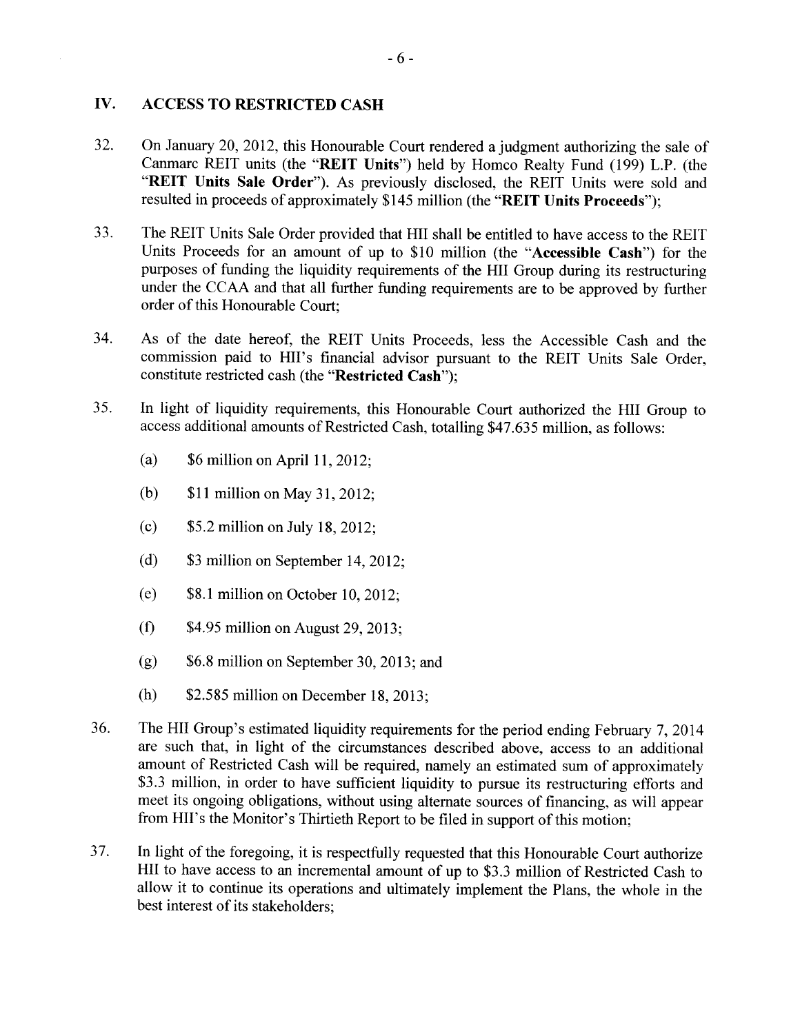## IV. ACCESS TO RESTRICTED CASH

32. On January 20, 2012, this Honourable Court rendered a judgment authorizing the sale of Canmarc REIT units (the "**REIT Units**") held by Homco Realty Fund (199) L.P. (the "**REIT Units Sale Order**"). As previously disclosed, the REIT Units were sold and resulted in proceeds of approximately $145 million (the "**REIT Units Proceeds**");

33. The REIT Units Sale Order provided that HII shall be entitled to have access to the REIT Units Proceeds for an amount of up to $10 million (the "**Accessible Cash**") for the purposes of funding the liquidity requirements of the HII Group during its restructuring under the CCAA and that all further funding requirements are to be approved by further order of this Honourable Court;

34. As of the date hereof, the REIT Units Proceeds, less the Accessible Cash and the commission paid to HII's financial advisor pursuant to the REIT Units Sale Order, constitute restricted cash (the "**Restricted Cash**");

35. In light of liquidity requirements, this Honourable Court authorized the HII Group to access additional amounts of Restricted Cash, totalling $47.635 million, as follows:

    (a) $6 million on April 11, 2012;

    (b) $11 million on May 31, 2012;

    (c) $5.2 million on July 18, 2012;

    (d) $3 million on September 14, 2012;

    (e) $8.1 million on October 10, 2012;

    (f) $4.95 million on August 29, 2013;

    (g) $6.8 million on September 30, 2013; and

    (h) $2.585 million on December 18, 2013;

36. The HII Group's estimated liquidity requirements for the period ending February 7, 2014 are such that, in light of the circumstances described above, access to an additional amount of Restricted Cash will be required, namely an estimated sum of approximately $3.3 million, in order to have sufficient liquidity to pursue its restructuring efforts and meet its ongoing obligations, without using alternate sources of financing, as will appear from HII's the Monitor's Thirtieth Report to be filed in support of this motion;

37. In light of the foregoing, it is respectfully requested that this Honourable Court authorize HII to have access to an incremental amount of up to $3.3 million of Restricted Cash to allow it to continue its operations and ultimately implement the Plans, the whole in the best interest of its stakeholders;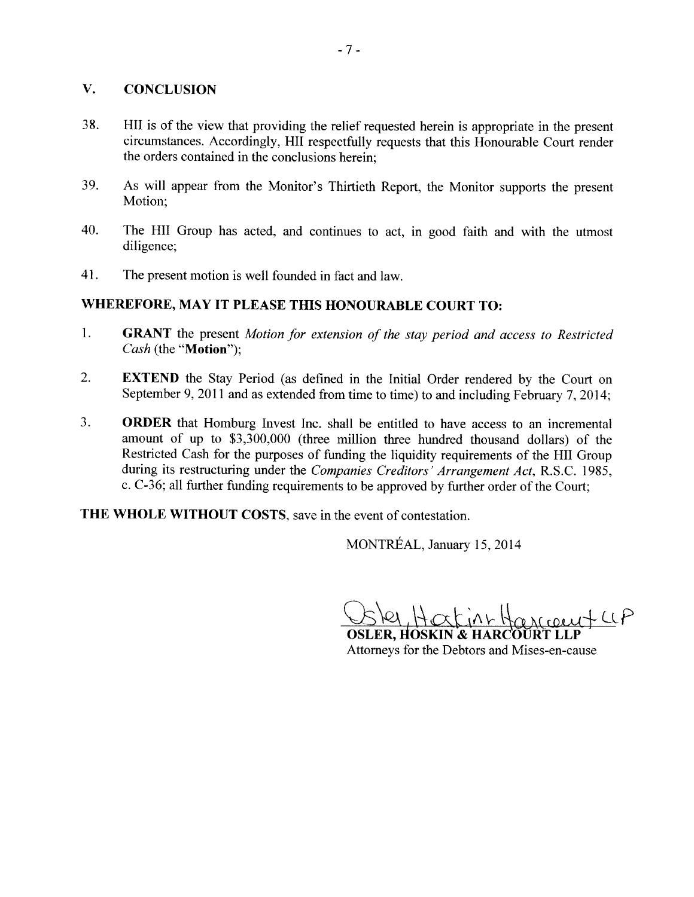## V. CONCLUSION

38. HII is of the view that providing the relief requested herein is appropriate in the present circumstances. Accordingly, HII respectfully requests that this Honourable Court render the orders contained in the conclusions herein;

39. As will appear from the Monitor's Thirtieth Report, the Monitor supports the present Motion;

40. The HII Group has acted, and continues to act, in good faith and with the utmost diligence;

41. The present motion is well founded in fact and law.

**WHEREFORE, MAY IT PLEASE THIS HONOURABLE COURT TO:**

1. **GRANT** the present *Motion for extension of the stay period and access to Restricted Cash* (the "**Motion**");

2. **EXTEND** the Stay Period (as defined in the Initial Order rendered by the Court on September 9, 2011 and as extended from time to time) to and including February 7, 2014;

3. **ORDER** that Homburg Invest Inc. shall be entitled to have access to an incremental amount of up to $3,300,000 (three million three hundred thousand dollars) of the Restricted Cash for the purposes of funding the liquidity requirements of the HII Group during its restructuring under the *Companies Creditors' Arrangement Act*, R.S.C. 1985, c. C-36; all further funding requirements to be approved by further order of the Court;

**THE WHOLE WITHOUT COSTS**, save in the event of contestation.

MONTRÉAL, January 15, 2014

Osler, Hoskin Harcourt LLP

**OSLER, HOSKIN & HARCOURT LLP**
Attorneys for the Debtors and Mises-en-cause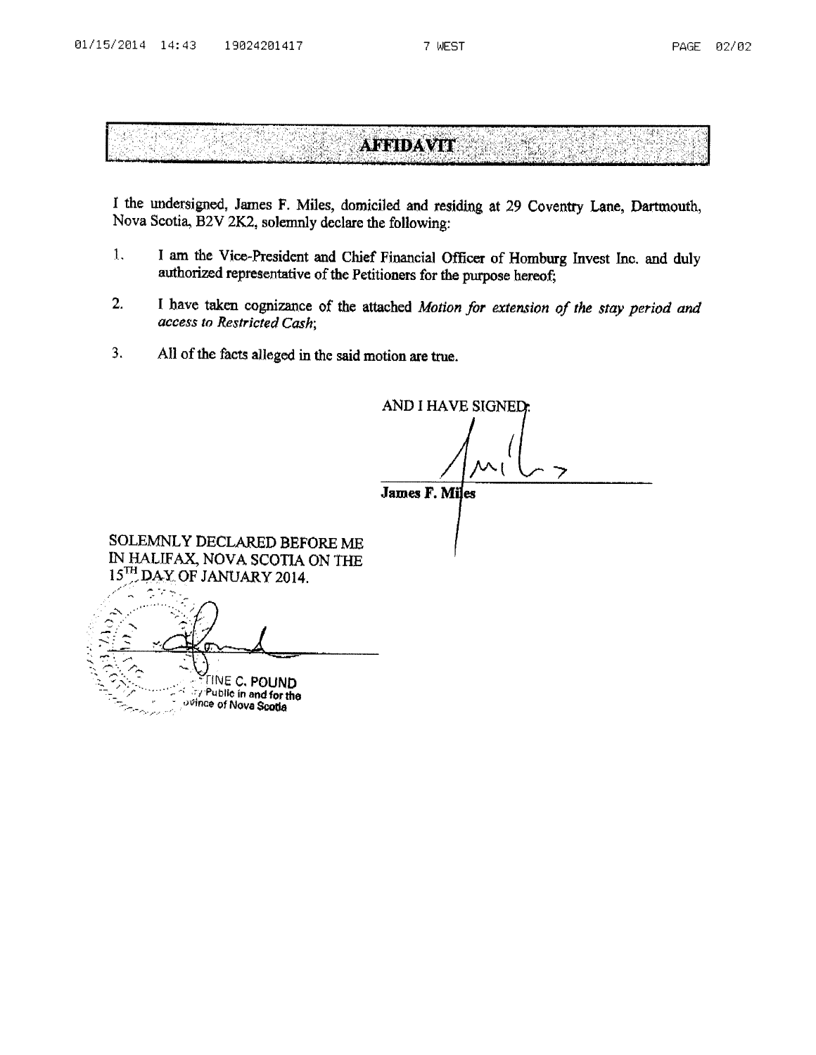# AFFIDAVIT

I the undersigned, James F. Miles, domiciled and residing at 29 Coventry Lane, Dartmouth, Nova Scotia, B2V 2K2, solemnly declare the following:

1. I am the Vice-President and Chief Financial Officer of Homburg Invest Inc. and duly authorized representative of the Petitioners for the purpose hereof;

2. I have taken cognizance of the attached *Motion for extension of the stay period and access to Restricted Cash*;

3. All of the facts alleged in the said motion are true.

AND I HAVE SIGNED:

**James F. Miles**

SOLEMNLY DECLARED BEFORE ME IN HALIFAX, NOVA SCOTIA ON THE 15[TH] DAY OF JANUARY 2014.

TINE C. POUND
Notary Public in and for the Province of Nova Scotia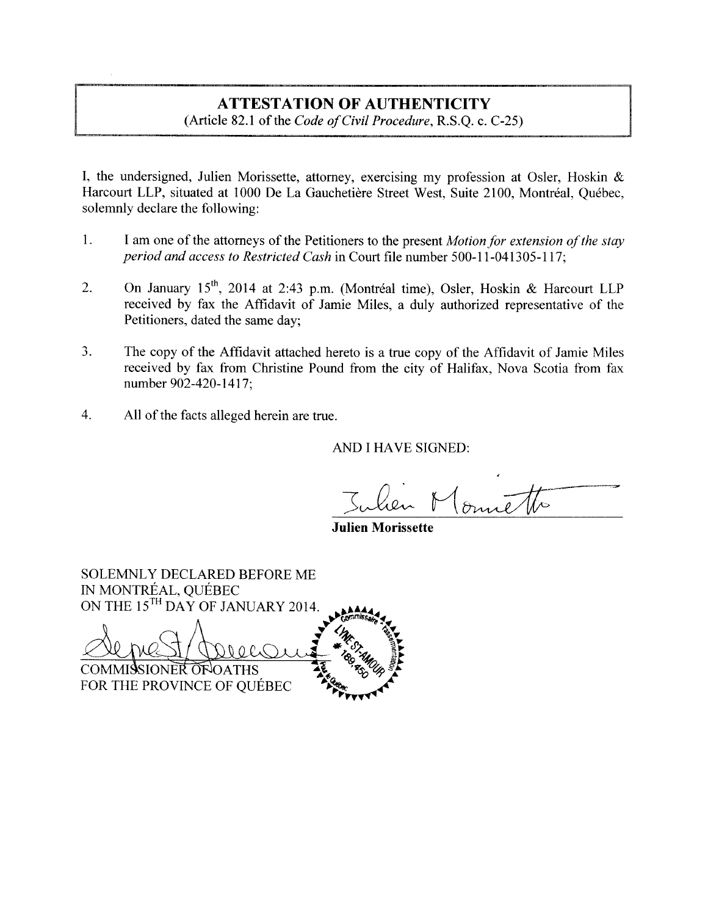## ATTESTATION OF AUTHENTICITY

(Article 82.1 of the *Code of Civil Procedure*, R.S.Q. c. C-25)

I, the undersigned, Julien Morissette, attorney, exercising my profession at Osler, Hoskin & Harcourt LLP, situated at 1000 De La Gauchetière Street West, Suite 2100, Montréal, Québec, solemnly declare the following:

1. I am one of the attorneys of the Petitioners to the present *Motion for extension of the stay period and access to Restricted Cash* in Court file number 500-11-041305-117;

2. On January 15th, 2014 at 2:43 p.m. (Montréal time), Osler, Hoskin & Harcourt LLP received by fax the Affidavit of Jamie Miles, a duly authorized representative of the Petitioners, dated the same day;

3. The copy of the Affidavit attached hereto is a true copy of the Affidavit of Jamie Miles received by fax from Christine Pound from the city of Halifax, Nova Scotia from fax number 902-420-1417;

4. All of the facts alleged herein are true.

AND I HAVE SIGNED:

**Julien Morissette**

SOLEMNLY DECLARED BEFORE ME
IN MONTRÉAL, QUÉBEC
ON THE 15TH DAY OF JANUARY 2014.

COMMISSIONER OF OATHS
FOR THE PROVINCE OF QUÉBEC

Commissaire à l'assermentation
LYNE ST-AMOUR
189,450
Québec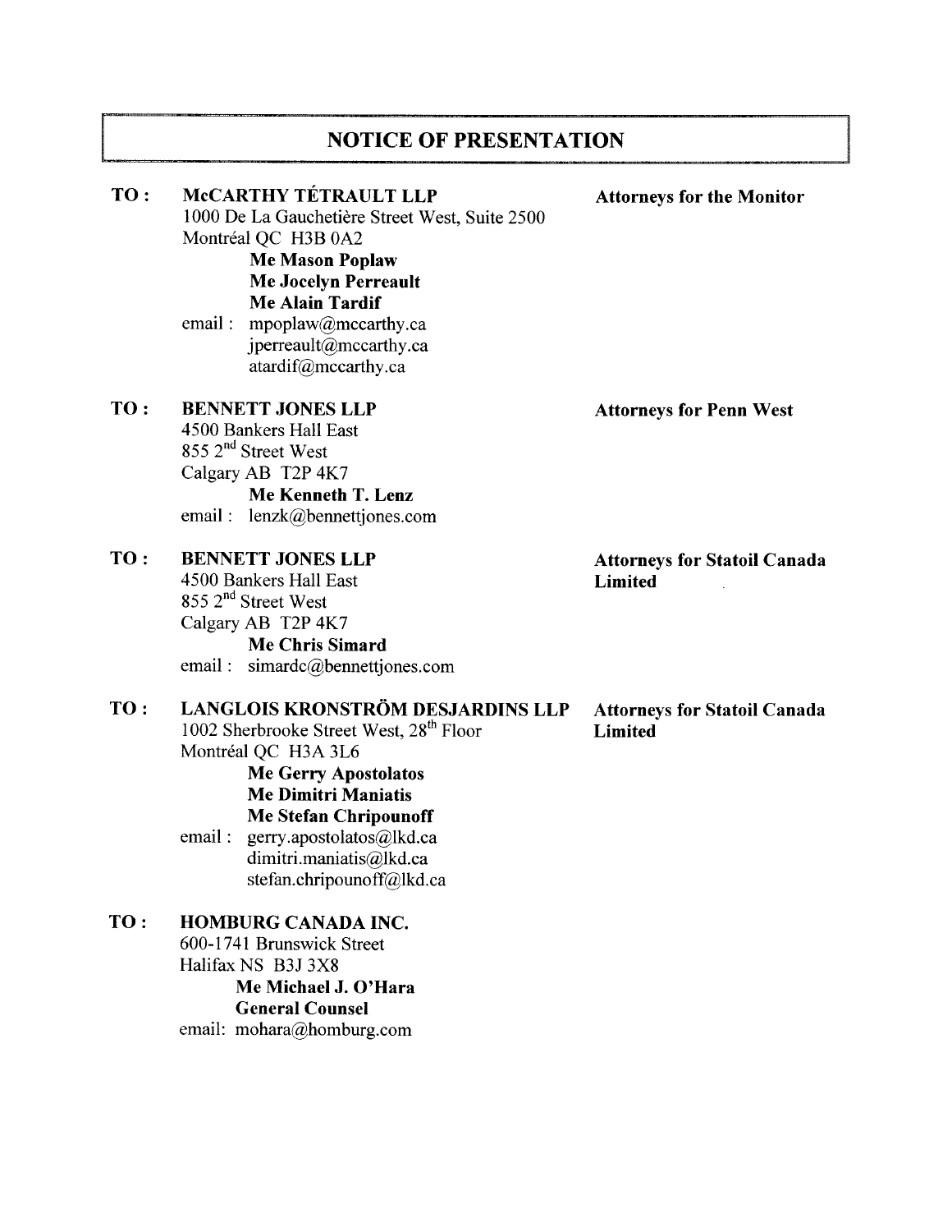## NOTICE OF PRESENTATION

**TO :** **McCARTHY TÉTRAULT LLP** — **Attorneys for the Monitor**
1000 De La Gauchetière Street West, Suite 2500
Montréal QC H3B 0A2
**Me Mason Poplaw**
**Me Jocelyn Perreault**
**Me Alain Tardif**
email : mpoplaw@mccarthy.ca
jperreault@mccarthy.ca
atardif@mccarthy.ca

**TO :** **BENNETT JONES LLP** — **Attorneys for Penn West**
4500 Bankers Hall East
855 2nd Street West
Calgary AB T2P 4K7
**Me Kenneth T. Lenz**
email : lenzk@bennettjones.com

**TO :** **BENNETT JONES LLP** — **Attorneys for Statoil Canada Limited**
4500 Bankers Hall East
855 2nd Street West
Calgary AB T2P 4K7
**Me Chris Simard**
email : simardc@bennettjones.com

**TO :** **LANGLOIS KRONSTRÖM DESJARDINS LLP** — **Attorneys for Statoil Canada Limited**
1002 Sherbrooke Street West, 28th Floor
Montréal QC H3A 3L6
**Me Gerry Apostolatos**
**Me Dimitri Maniatis**
**Me Stefan Chripounoff**
email : gerry.apostolatos@lkd.ca
dimitri.maniatis@lkd.ca
stefan.chripounoff@lkd.ca

**TO :** **HOMBURG CANADA INC.**
600-1741 Brunswick Street
Halifax NS B3J 3X8
**Me Michael J. O'Hara**
**General Counsel**
email: mohara@homburg.com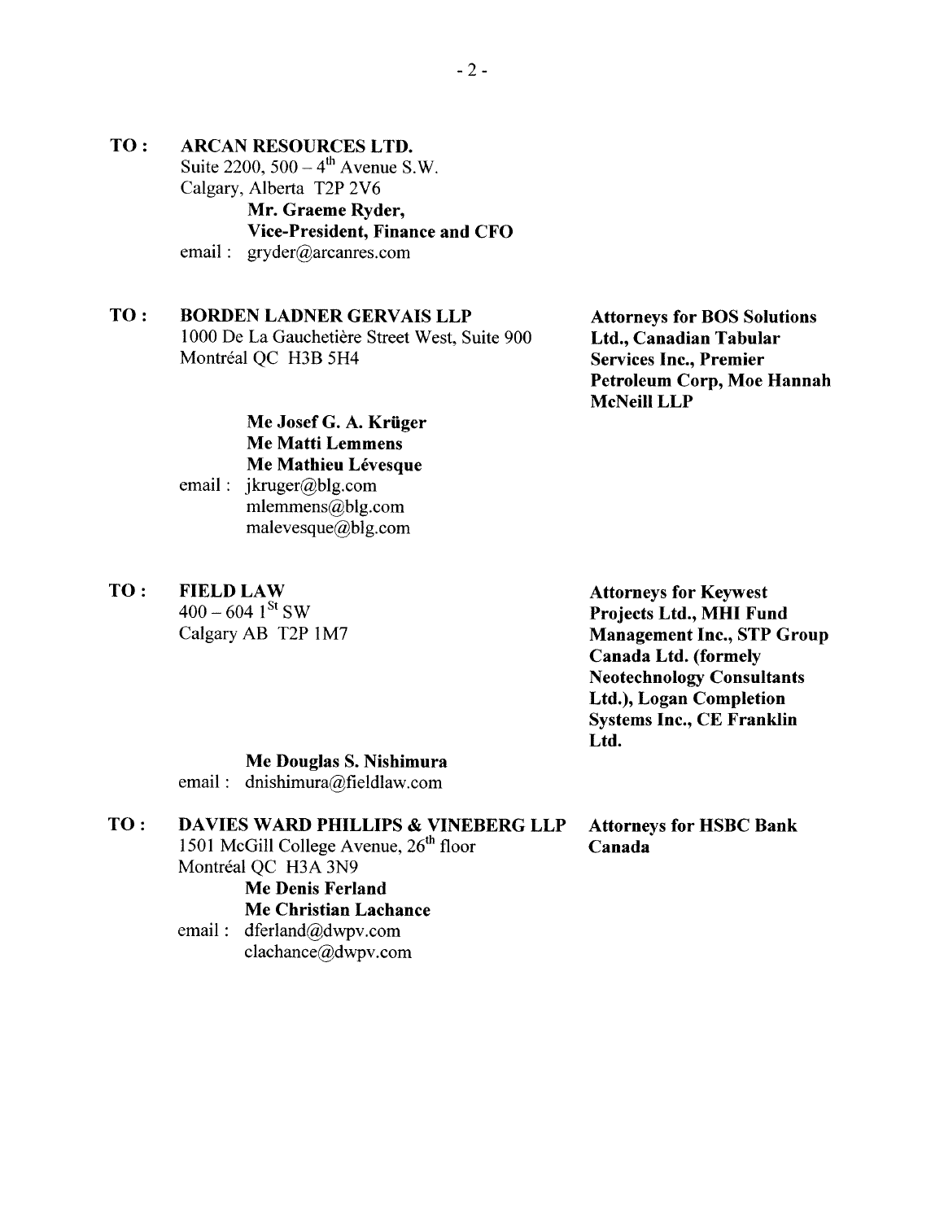**TO :** **ARCAN RESOURCES LTD.**
Suite 2200, 500 – 4th Avenue S.W.
Calgary, Alberta T2P 2V6
**Mr. Graeme Ryder,**
**Vice-President, Finance and CFO**
email : gryder@arcanres.com

**TO :** **BORDEN LADNER GERVAIS LLP**
1000 De La Gauchetière Street West, Suite 900
Montréal QC H3B 5H4

**Attorneys for BOS Solutions Ltd., Canadian Tabular Services Inc., Premier Petroleum Corp, Moe Hannah McNeill LLP**

**Me Josef G. A. Krüger**
**Me Matti Lemmens**
**Me Mathieu Lévesque**
email : jkruger@blg.com
mlemmens@blg.com
malevesque@blg.com

**TO :** **FIELD LAW**
400 – 604 1St SW
Calgary AB T2P 1M7

**Attorneys for Keywest Projects Ltd., MHI Fund Management Inc., STP Group Canada Ltd. (formely Neotechnology Consultants Ltd.), Logan Completion Systems Inc., CE Franklin Ltd.**

**Me Douglas S. Nishimura**
email : dnishimura@fieldlaw.com

**TO :** **DAVIES WARD PHILLIPS & VINEBERG LLP**
1501 McGill College Avenue, 26th floor
Montréal QC H3A 3N9
**Me Denis Ferland**
**Me Christian Lachance**
email : dferland@dwpv.com
clachance@dwpv.com

**Attorneys for HSBC Bank Canada**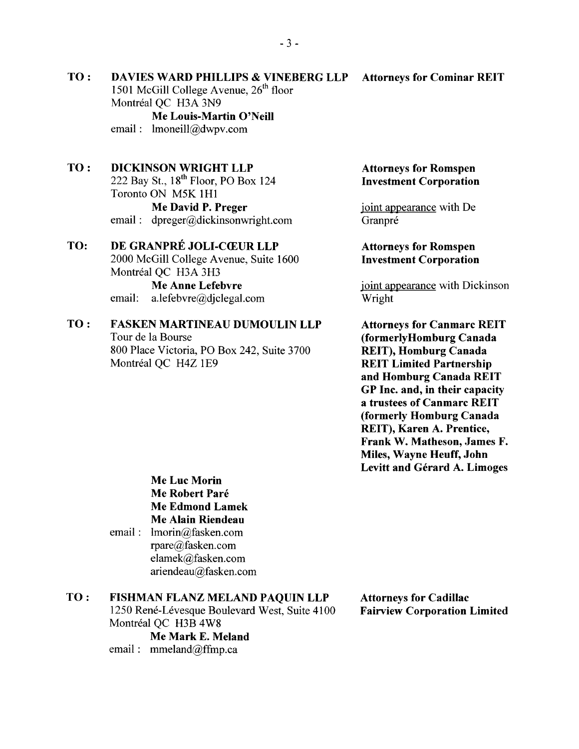**TO :** **DAVIES WARD PHILLIPS & VINEBERG LLP** — **Attorneys for Cominar REIT**

1501 McGill College Avenue, 26th floor
Montréal QC H3A 3N9
**Me Louis-Martin O'Neill**
email : lmoneill@dwpv.com

**TO :** **DICKINSON WRIGHT LLP** — **Attorneys for Romspen Investment Corporation**

222 Bay St., 18th Floor, PO Box 124
Toronto ON M5K 1H1
**Me David P. Preger**
email : dpreger@dickinsonwright.com

joint appearance with De Granpré

**TO:** **DE GRANPRÉ JOLI-CŒUR LLP** — **Attorneys for Romspen Investment Corporation**

2000 McGill College Avenue, Suite 1600
Montréal QC H3A 3H3
**Me Anne Lefebvre**
email: a.lefebvre@djclegal.com

joint appearance with Dickinson Wright

**TO :** **FASKEN MARTINEAU DUMOULIN LLP** — **Attorneys for Canmarc REIT (formerlyHomburg Canada REIT), Homburg Canada REIT Limited Partnership and Homburg Canada REIT GP Inc. and, in their capacity a trustees of Canmarc REIT (formerly Homburg Canada REIT), Karen A. Prentice, Frank W. Matheson, James F. Miles, Wayne Heuff, John Levitt and Gérard A. Limoges**

Tour de la Bourse
800 Place Victoria, PO Box 242, Suite 3700
Montréal QC H4Z 1E9
**Me Luc Morin**
**Me Robert Paré**
**Me Edmond Lamek**
**Me Alain Riendeau**
email : lmorin@fasken.com
rpare@fasken.com
elamek@fasken.com
ariendeau@fasken.com

**TO :** **FISHMAN FLANZ MELAND PAQUIN LLP** — **Attorneys for Cadillac Fairview Corporation Limited**

1250 René-Lévesque Boulevard West, Suite 4100
Montréal QC H3B 4W8
**Me Mark E. Meland**
email : mmeland@ffmp.ca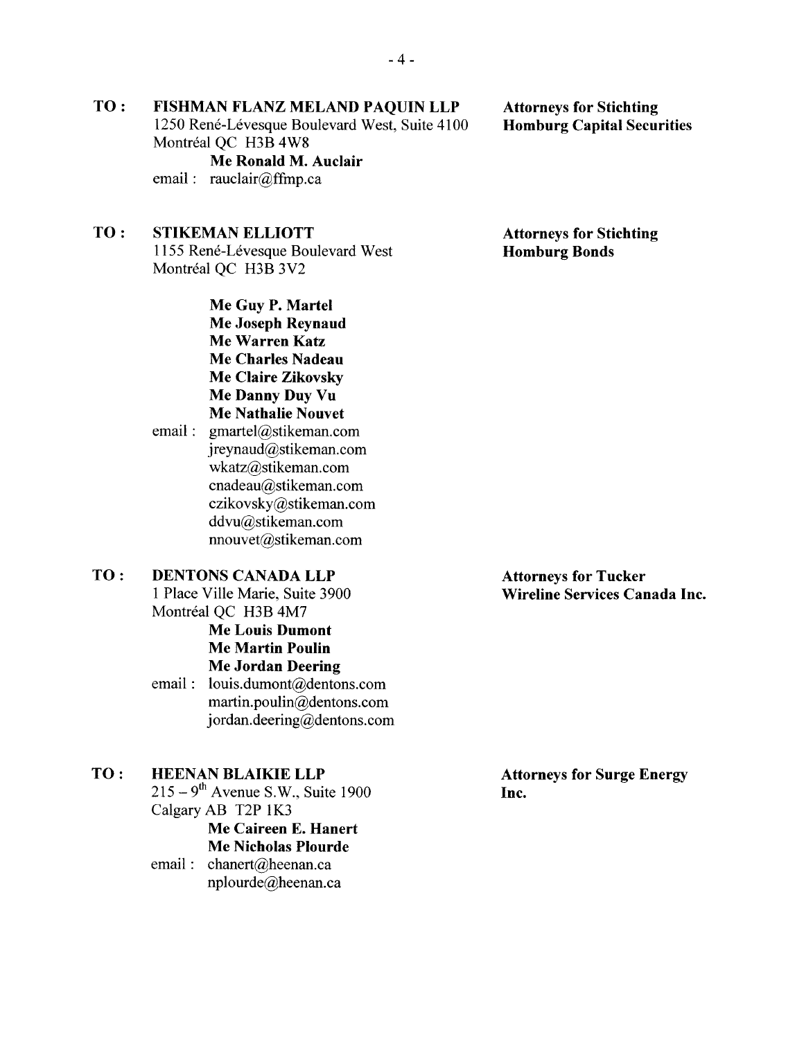**TO :** **FISHMAN FLANZ MELAND PAQUIN LLP**
1250 René-Lévesque Boulevard West, Suite 4100
Montréal QC H3B 4W8
**Me Ronald M. Auclair**
email : rauclair@ffmp.ca

**Attorneys for Stichting Homburg Capital Securities**

**TO :** **STIKEMAN ELLIOTT**
1155 René-Lévesque Boulevard West
Montréal QC H3B 3V2

**Me Guy P. Martel**
**Me Joseph Reynaud**
**Me Warren Katz**
**Me Charles Nadeau**
**Me Claire Zikovsky**
**Me Danny Duy Vu**
**Me Nathalie Nouvet**
email : gmartel@stikeman.com
jreynaud@stikeman.com
wkatz@stikeman.com
cnadeau@stikeman.com
czikovsky@stikeman.com
ddvu@stikeman.com
nnouvet@stikeman.com

**Attorneys for Stichting Homburg Bonds**

**TO :** **DENTONS CANADA LLP**
1 Place Ville Marie, Suite 3900
Montréal QC H3B 4M7
**Me Louis Dumont**
**Me Martin Poulin**
**Me Jordan Deering**
email : louis.dumont@dentons.com
martin.poulin@dentons.com
jordan.deering@dentons.com

**Attorneys for Tucker Wireline Services Canada Inc.**

**TO :** **HEENAN BLAIKIE LLP**
215 – 9th Avenue S.W., Suite 1900
Calgary AB T2P 1K3
**Me Caireen E. Hanert**
**Me Nicholas Plourde**
email : chanert@heenan.ca
nplourde@heenan.ca

**Attorneys for Surge Energy Inc.**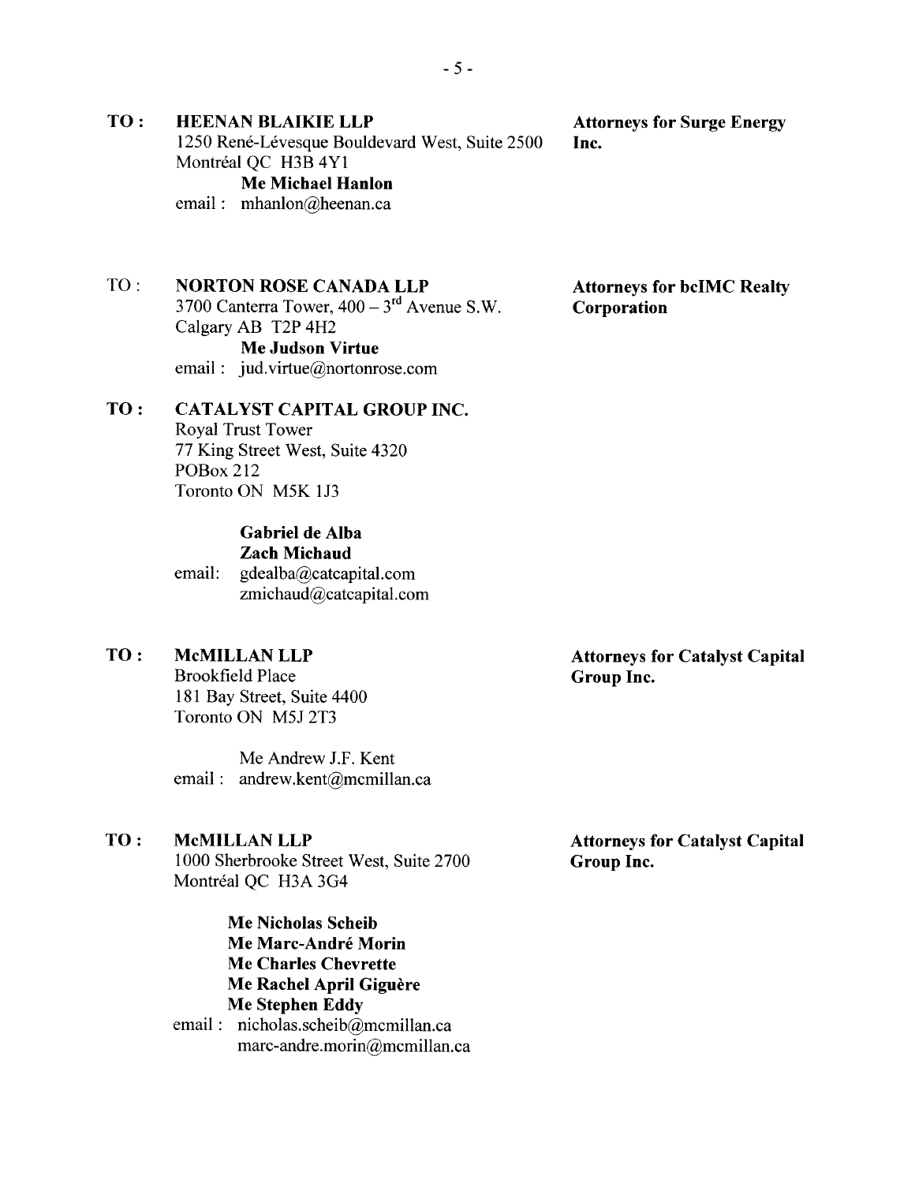**TO :** **HEENAN BLAIKIE LLP**
1250 René-Lévesque Bouldevard West, Suite 2500
Montréal QC H3B 4Y1
**Me Michael Hanlon**
email : mhanlon@heenan.ca

**Attorneys for Surge Energy Inc.**

TO : **NORTON ROSE CANADA LLP**
3700 Canterra Tower, 400 – 3rd Avenue S.W.
Calgary AB T2P 4H2
**Me Judson Virtue**
email : jud.virtue@nortonrose.com

**Attorneys for bcIMC Realty Corporation**

**TO :** **CATALYST CAPITAL GROUP INC.**
Royal Trust Tower
77 King Street West, Suite 4320
POBox 212
Toronto ON M5K 1J3

**Gabriel de Alba**
**Zach Michaud**
email: gdealba@catcapital.com
zmichaud@catcapital.com

**TO :** **McMILLAN LLP**
Brookfield Place
181 Bay Street, Suite 4400
Toronto ON M5J 2T3

Me Andrew J.F. Kent
email : andrew.kent@mcmillan.ca

**Attorneys for Catalyst Capital Group Inc.**

**TO :** **McMILLAN LLP**
1000 Sherbrooke Street West, Suite 2700
Montréal QC H3A 3G4

**Me Nicholas Scheib**
**Me Marc-André Morin**
**Me Charles Chevrette**
**Me Rachel April Giguère**
**Me Stephen Eddy**
email : nicholas.scheib@mcmillan.ca
marc-andre.morin@mcmillan.ca

**Attorneys for Catalyst Capital Group Inc.**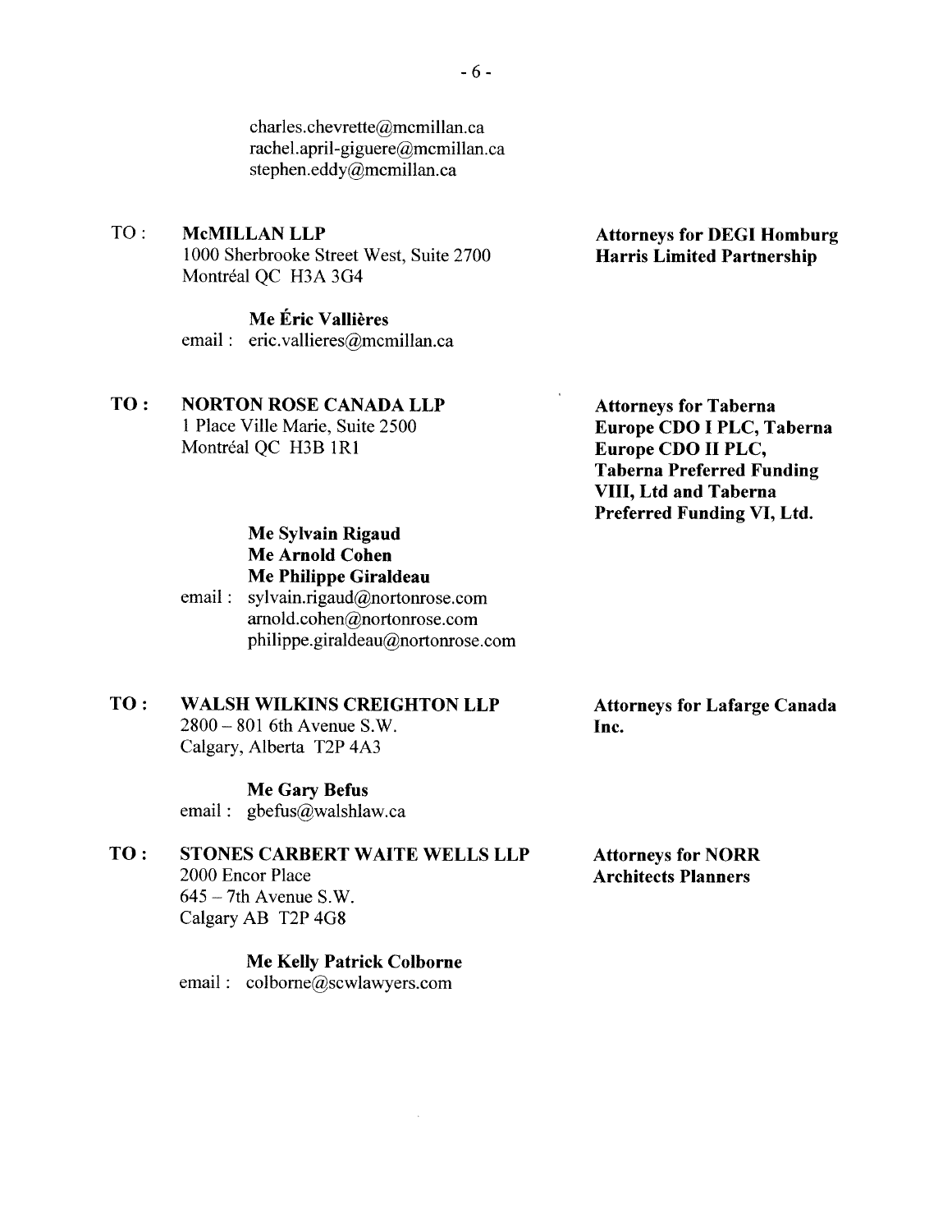charles.chevrette@mcmillan.ca
rachel.april-giguere@mcmillan.ca
stephen.eddy@mcmillan.ca

TO : **McMILLAN LLP**
1000 Sherbrooke Street West, Suite 2700
Montréal QC H3A 3G4

**Attorneys for DEGI Homburg Harris Limited Partnership**

**Me Éric Vallières**
email : eric.vallieres@mcmillan.ca

**TO : NORTON ROSE CANADA LLP**
1 Place Ville Marie, Suite 2500
Montréal QC H3B 1R1

**Attorneys for Taberna Europe CDO I PLC, Taberna Europe CDO II PLC, Taberna Preferred Funding VIII, Ltd and Taberna Preferred Funding VI, Ltd.**

**Me Sylvain Rigaud**
**Me Arnold Cohen**
**Me Philippe Giraldeau**
email : sylvain.rigaud@nortonrose.com
arnold.cohen@nortonrose.com
philippe.giraldeau@nortonrose.com

**TO : WALSH WILKINS CREIGHTON LLP**
2800 – 801 6th Avenue S.W.
Calgary, Alberta T2P 4A3

**Attorneys for Lafarge Canada Inc.**

**Me Gary Befus**
email : gbefus@walshlaw.ca

**TO : STONES CARBERT WAITE WELLS LLP**
2000 Encor Place
645 – 7th Avenue S.W.
Calgary AB T2P 4G8

**Attorneys for NORR Architects Planners**

**Me Kelly Patrick Colborne**
email : colborne@scwlawyers.com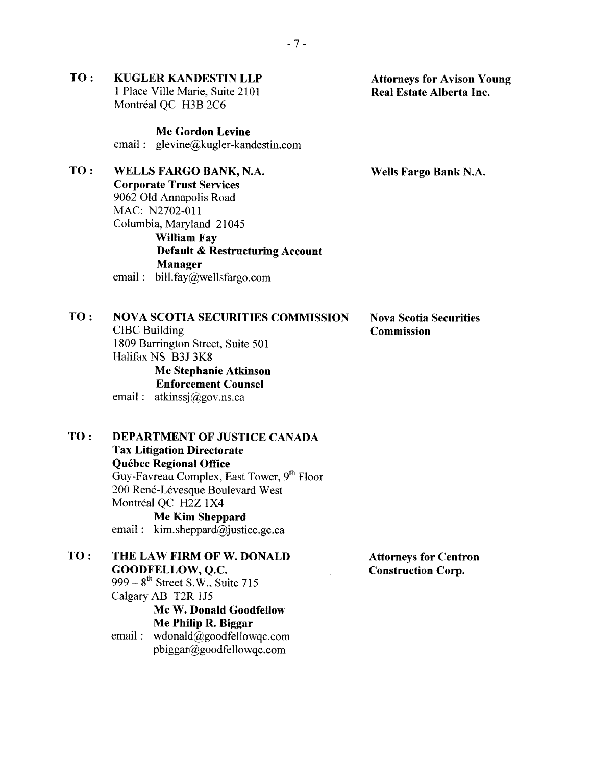**TO : KUGLER KANDESTIN LLP**
1 Place Ville Marie, Suite 2101
Montréal QC H3B 2C6

**Me Gordon Levine**
email : glevine@kugler-kandestin.com

**Attorneys for Avison Young Real Estate Alberta Inc.**

**TO : WELLS FARGO BANK, N.A.**
**Corporate Trust Services**
9062 Old Annapolis Road
MAC: N2702-011
Columbia, Maryland 21045

**William Fay**
**Default & Restructuring Account Manager**
email : bill.fay@wellsfargo.com

**Wells Fargo Bank N.A.**

**TO : NOVA SCOTIA SECURITIES COMMISSION**
CIBC Building
1809 Barrington Street, Suite 501
Halifax NS B3J 3K8

**Me Stephanie Atkinson**
**Enforcement Counsel**
email : atkinssj@gov.ns.ca

**Nova Scotia Securities Commission**

**TO : DEPARTMENT OF JUSTICE CANADA**
**Tax Litigation Directorate**
**Québec Regional Office**
Guy-Favreau Complex, East Tower, 9th Floor
200 René-Lévesque Boulevard West
Montréal QC H2Z 1X4

**Me Kim Sheppard**
email : kim.sheppard@justice.gc.ca

**TO : THE LAW FIRM OF W. DONALD GOODFELLOW, Q.C.**
999 – 8th Street S.W., Suite 715
Calgary AB T2R 1J5

**Me W. Donald Goodfellow**
**Me Philip R. Biggar**
email : wdonald@goodfellowqc.com
pbiggar@goodfellowqc.com

**Attorneys for Centron Construction Corp.**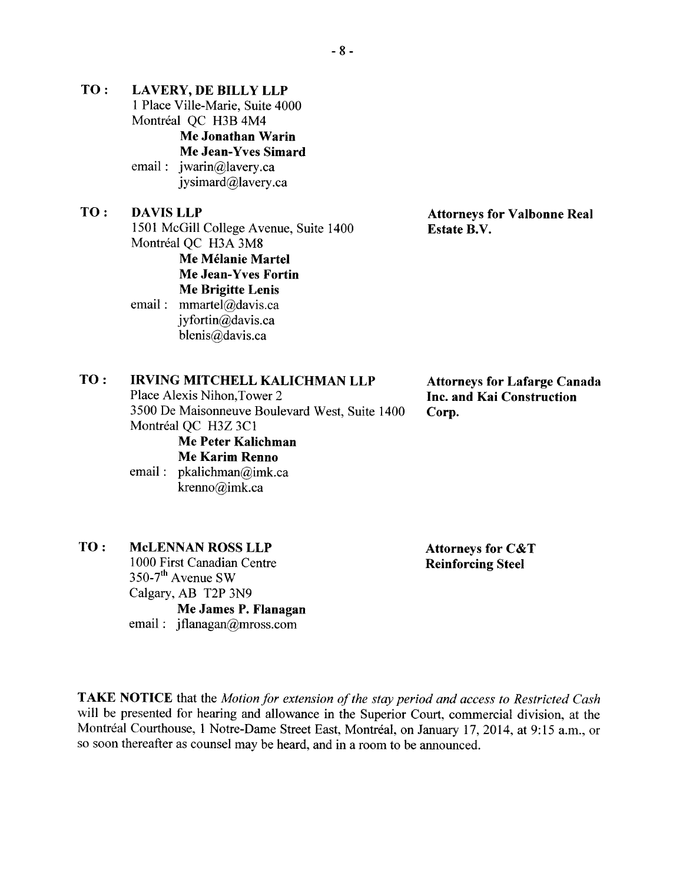**TO :** **LAVERY, DE BILLY LLP**
1 Place Ville-Marie, Suite 4000
Montréal QC H3B 4M4
**Me Jonathan Warin**
**Me Jean-Yves Simard**
email : jwarin@lavery.ca
jysimard@lavery.ca

**TO :** **DAVIS LLP**
1501 McGill College Avenue, Suite 1400
Montréal QC H3A 3M8
**Me Mélanie Martel**
**Me Jean-Yves Fortin**
**Me Brigitte Lenis**
email : mmartel@davis.ca
jyfortin@davis.ca
blenis@davis.ca

**Attorneys for Valbonne Real Estate B.V.**

**TO :** **IRVING MITCHELL KALICHMAN LLP**
Place Alexis Nihon,Tower 2
3500 De Maisonneuve Boulevard West, Suite 1400
Montréal QC H3Z 3C1
**Me Peter Kalichman**
**Me Karim Renno**
email : pkalichman@imk.ca
krenno@imk.ca

**Attorneys for Lafarge Canada Inc. and Kai Construction Corp.**

**TO :** **McLENNAN ROSS LLP**
1000 First Canadian Centre
350-7th Avenue SW
Calgary, AB T2P 3N9
**Me James P. Flanagan**
email : jflanagan@mross.com

**Attorneys for C&T Reinforcing Steel**

**TAKE NOTICE** that the *Motion for extension of the stay period and access to Restricted Cash* will be presented for hearing and allowance in the Superior Court, commercial division, at the Montréal Courthouse, 1 Notre-Dame Street East, Montréal, on January 17, 2014, at 9:15 a.m., or so soon thereafter as counsel may be heard, and in a room to be announced.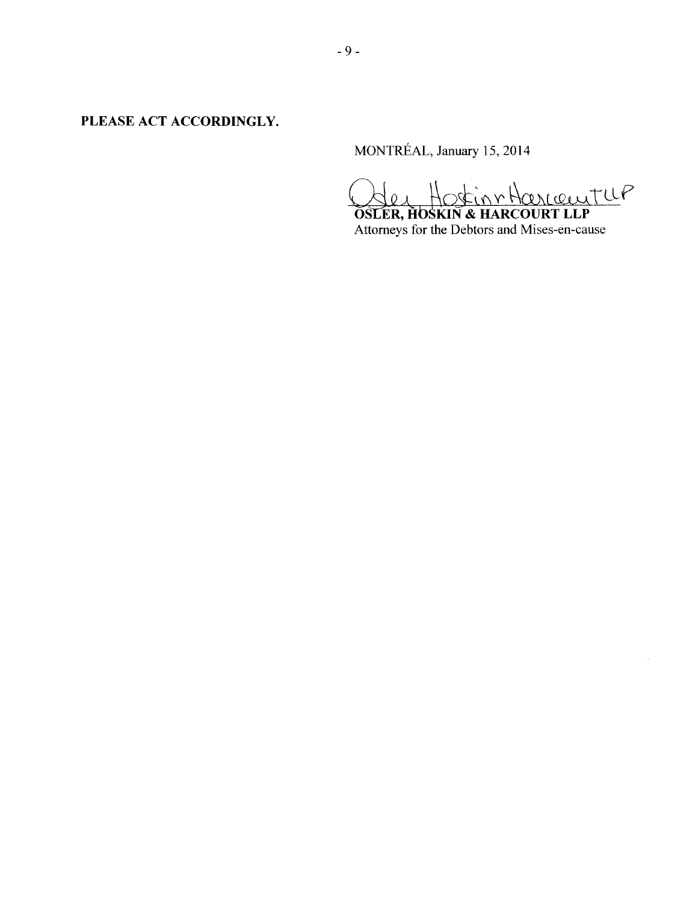**PLEASE ACT ACCORDINGLY.**

MONTRÉAL, January 15, 2014

Osler Hoskin Harcourt LLP

**OSLER, HOSKIN & HARCOURT LLP**
Attorneys for the Debtors and Mises-en-cause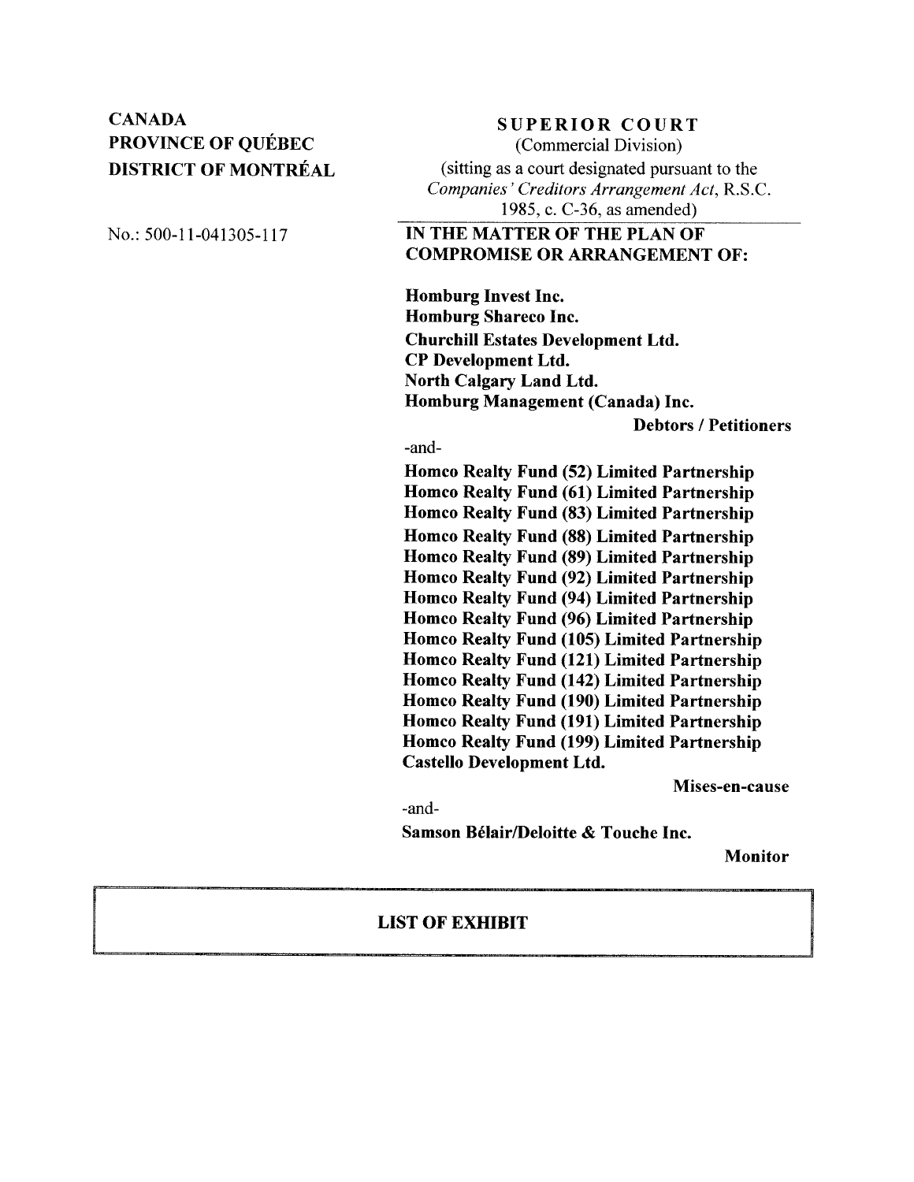**CANADA**
**PROVINCE OF QUÉBEC**
**DISTRICT OF MONTRÉAL**

No.: 500-11-041305-117

**SUPERIOR COURT**
(Commercial Division)
(sitting as a court designated pursuant to the *Companies' Creditors Arrangement Act*, R.S.C. 1985, c. C-36, as amended)

**IN THE MATTER OF THE PLAN OF COMPROMISE OR ARRANGEMENT OF:**

**Homburg Invest Inc.**
**Homburg Shareco Inc.**
**Churchill Estates Development Ltd.**
**CP Development Ltd.**
**North Calgary Land Ltd.**
**Homburg Management (Canada) Inc.**

**Debtors / Petitioners**

-and-

**Homco Realty Fund (52) Limited Partnership**
**Homco Realty Fund (61) Limited Partnership**
**Homco Realty Fund (83) Limited Partnership**
**Homco Realty Fund (88) Limited Partnership**
**Homco Realty Fund (89) Limited Partnership**
**Homco Realty Fund (92) Limited Partnership**
**Homco Realty Fund (94) Limited Partnership**
**Homco Realty Fund (96) Limited Partnership**
**Homco Realty Fund (105) Limited Partnership**
**Homco Realty Fund (121) Limited Partnership**
**Homco Realty Fund (142) Limited Partnership**
**Homco Realty Fund (190) Limited Partnership**
**Homco Realty Fund (191) Limited Partnership**
**Homco Realty Fund (199) Limited Partnership**
**Castello Development Ltd.**

**Mises-en-cause**

-and-

**Samson Bélair/Deloitte & Touche Inc.**

**Monitor**

## LIST OF EXHIBIT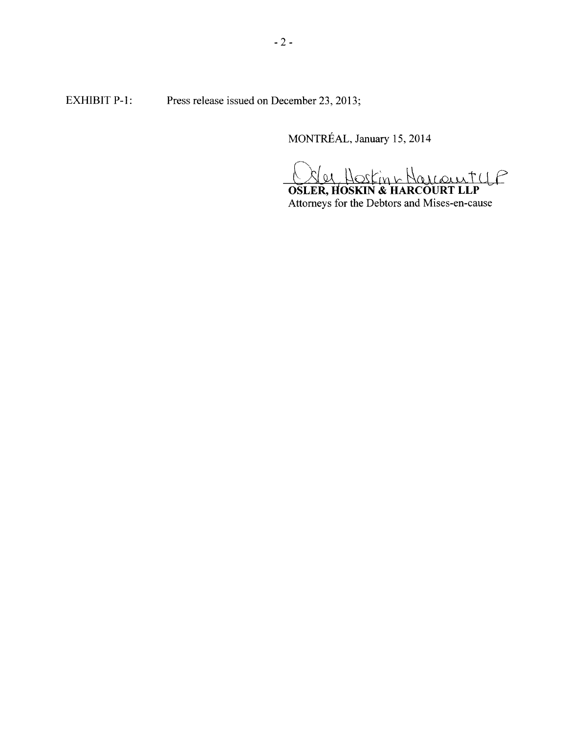EXHIBIT P-1: Press release issued on December 23, 2013;

MONTRÉAL, January 15, 2014

Osler, Hoskin & Harcourt LLP

**OSLER, HOSKIN & HARCOURT LLP**
Attorneys for the Debtors and Mises-en-cause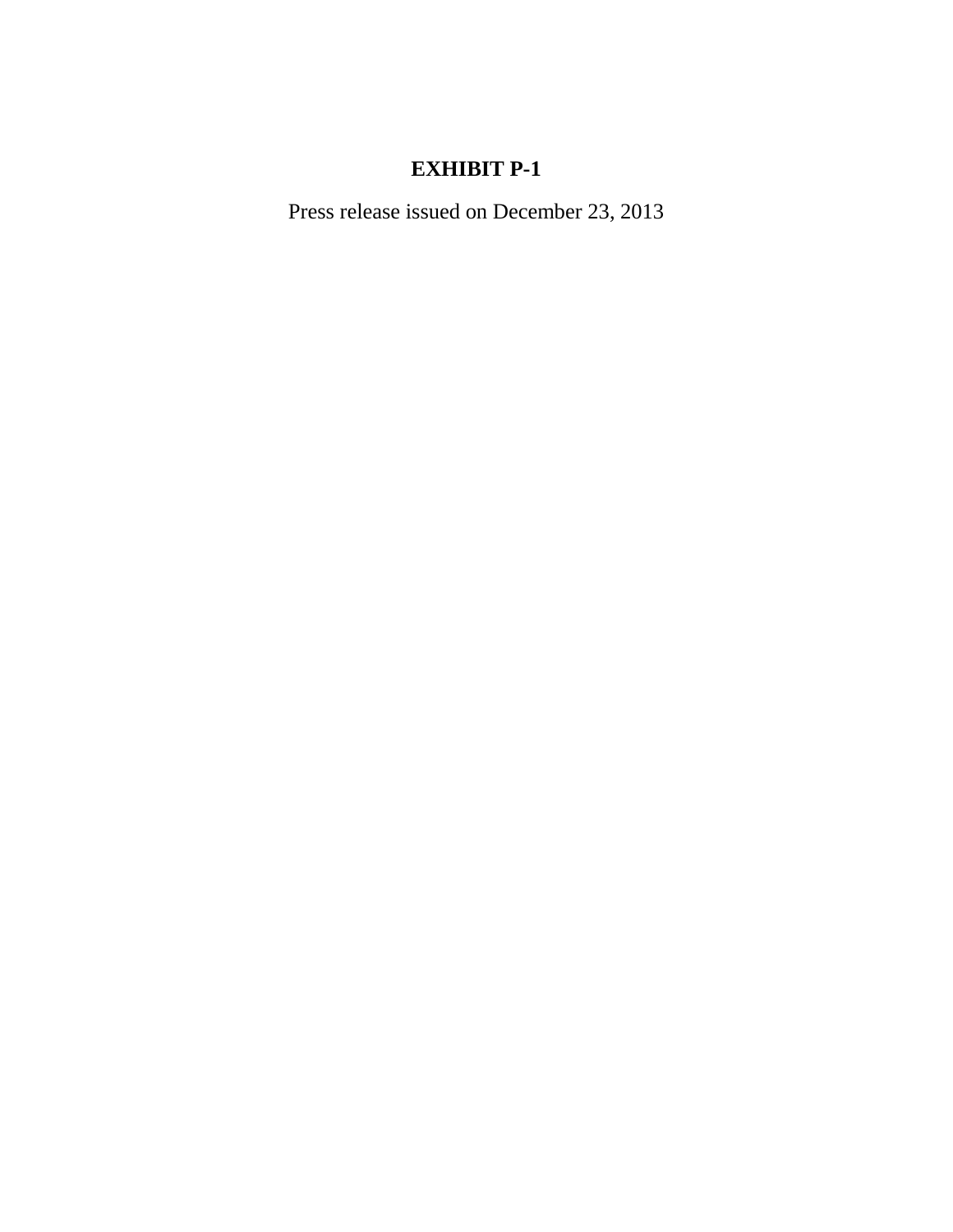**EXHIBIT P-1**

Press release issued on December 23, 2013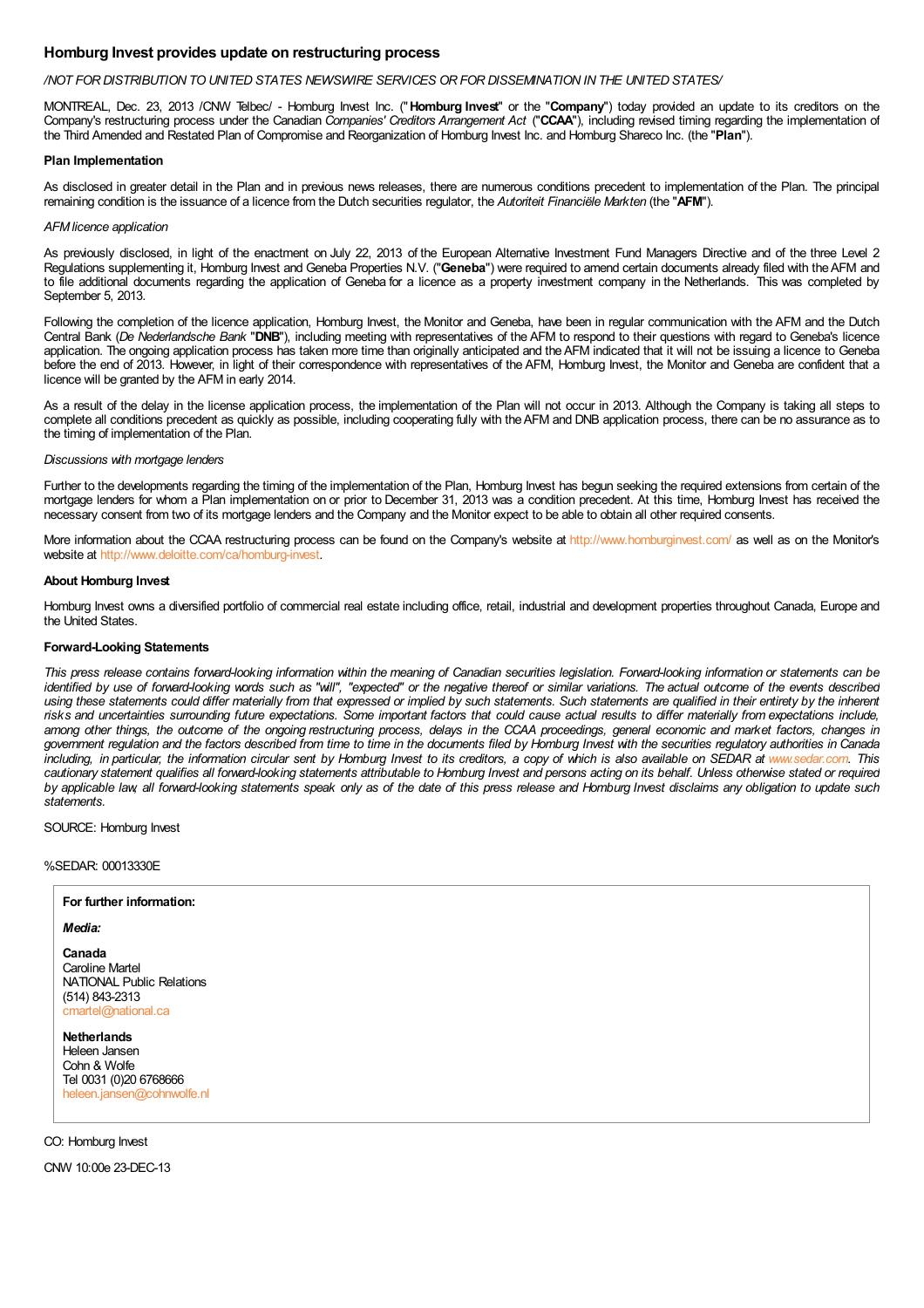## Homburg Invest provides update on restructuring process

*/NOT FOR DISTRIBUTION TO UNITED STATES NEWSWIRE SERVICES OR FOR DISSEMINATION IN THE UNITED STATES/*

MONTREAL, Dec. 23, 2013 /CNW Telbec/ - Homburg Invest Inc. ("**Homburg Invest**" or the "**Company**") today provided an update to its creditors on the Company's restructuring process under the Canadian *Companies' Creditors Arrangement Act* ("**CCAA**"), including revised timing regarding the implementation of the Third Amended and Restated Plan of Compromise and Reorganization of Homburg Invest Inc. and Homburg Shareco Inc. (the "**Plan**").

**Plan Implementation**

As disclosed in greater detail in the Plan and in previous news releases, there are numerous conditions precedent to implementation of the Plan. The principal remaining condition is the issuance of a licence from the Dutch securities regulator, the *Autoriteit Financiële Markten* (the "**AFM**").

*AFM licence application*

As previously disclosed, in light of the enactment on July 22, 2013 of the European Alternative Investment Fund Managers Directive and of the three Level 2 Regulations supplementing it, Homburg Invest and Geneba Properties N.V. ("**Geneba**") were required to amend certain documents already filed with the AFM and to file additional documents regarding the application of Geneba for a licence as a property investment company in the Netherlands. This was completed by September 5, 2013.

Following the completion of the licence application, Homburg Invest, the Monitor and Geneba, have been in regular communication with the AFM and the Dutch Central Bank (*De Nederlandsche Bank* "**DNB**"), including meeting with representatives of the AFM to respond to their questions with regard to Geneba's licence application. The ongoing application process has taken more time than originally anticipated and the AFM indicated that it will not be issuing a licence to Geneba before the end of 2013. However, in light of their correspondence with representatives of the AFM, Homburg Invest, the Monitor and Geneba are confident that a licence will be granted by the AFM in early 2014.

As a result of the delay in the license application process, the implementation of the Plan will not occur in 2013. Although the Company is taking all steps to complete all conditions precedent as quickly as possible, including cooperating fully with the AFM and DNB application process, there can be no assurance as to the timing of implementation of the Plan.

*Discussions with mortgage lenders*

Further to the developments regarding the timing of the implementation of the Plan, Homburg Invest has begun seeking the required extensions from certain of the mortgage lenders for whom a Plan implementation on or prior to December 31, 2013 was a condition precedent. At this time, Homburg Invest has received the necessary consent from two of its mortgage lenders and the Company and the Monitor expect to be able to obtain all other required consents.

More information about the CCAA restructuring process can be found on the Company's website at http://www.homburginvest.com/ as well as on the Monitor's website at http://www.deloitte.com/ca/homburg-invest.

**About Homburg Invest**

Homburg Invest owns a diversified portfolio of commercial real estate including office, retail, industrial and development properties throughout Canada, Europe and the United States.

**Forward-Looking Statements**

*This press release contains forward-looking information within the meaning of Canadian securities legislation. Forward-looking information or statements can be identified by use of forward-looking words such as "will", "expected" or the negative thereof or similar variations. The actual outcome of the events described using these statements could differ materially from that expressed or implied by such statements. Such statements are qualified in their entirety by the inherent risks and uncertainties surrounding future expectations. Some important factors that could cause actual results to differ materially from expectations include, among other things, the outcome of the ongoing restructuring process, delays in the CCAA proceedings, general economic and market factors, changes in government regulation and the factors described from time to time in the documents filed by Homburg Invest with the securities regulatory authorities in Canada including, in particular, the information circular sent by Homburg Invest to its creditors, a copy of which is also available on SEDAR at www.sedar.com. This cautionary statement qualifies all forward-looking statements attributable to Homburg Invest and persons acting on its behalf. Unless otherwise stated or required by applicable law, all forward-looking statements speak only as of the date of this press release and Homburg Invest disclaims any obligation to update such statements.*

SOURCE: Homburg Invest

%SEDAR: 00013330E

**For further information:**

***Media:***

**Canada**
Caroline Martel
NATIONAL Public Relations
(514) 843-2313
cmartel@national.ca

**Netherlands**
Heleen Jansen
Cohn & Wolfe
Tel 0031 (0)20 6768666
heleen.jansen@cohnwolfe.nl

CO: Homburg Invest

CNW 10:00e 23-DEC-13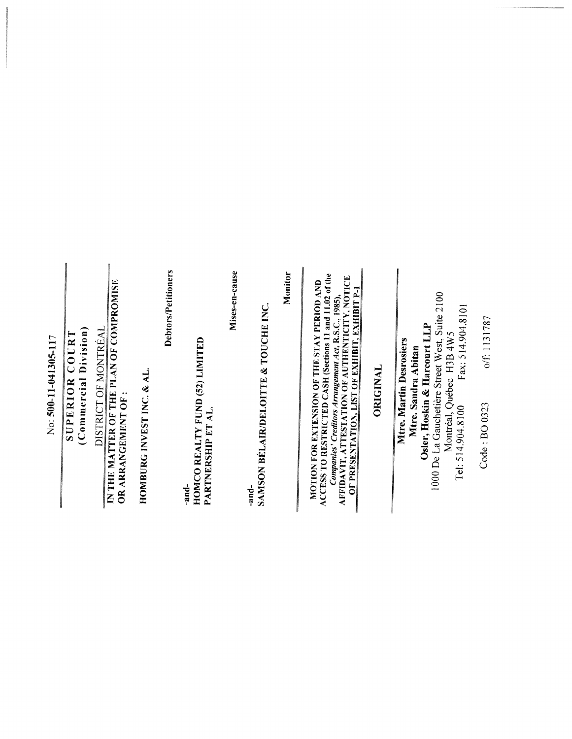No: **500-11-041305-117**

**SUPERIOR COURT**
**(Commercial Division)**

DISTRICT OF MONTRÉAL

---

**IN THE MATTER OF THE PLAN OF COMPROMISE OR ARRANGEMENT OF :**

**HOMBURG INVEST INC. & AL.**

**Debtors/Petitioners**

-and-
**HOMCO REALTY FUND (52) LIMITED PARTNERSHIP ET AL.**

**Mises-en-cause**

-and-
**SAMSON BÉLAIR/DELOITTE & TOUCHE INC.**

**Monitor**

---

**MOTION FOR EXTENSION OF THE STAY PERIOD AND ACCESS TO RESTRICTED CASH (Sections 11 and 11.02 of the *Companies' Creditors Arrangement Act*, R.S.C., 1985), AFFIDAVIT, ATTESTATION OF AUTHENTICITY, NOTICE OF PRESENTATION, LIST OF EXHIBIT, EXHIBIT P-1**

---

**ORIGINAL**

---

**Mtre. Martin Desrosiers**
**Mtre. Sandra Abitan**
**Osler, Hoskin & Harcourt LLP**
1000 De La Gauchetière Street West, Suite 2100
Montréal, Québec H3B 4W5
Tel: 514.904.8100 Fax: 514.904.8101

Code : BO 0323 o/f: 1131787